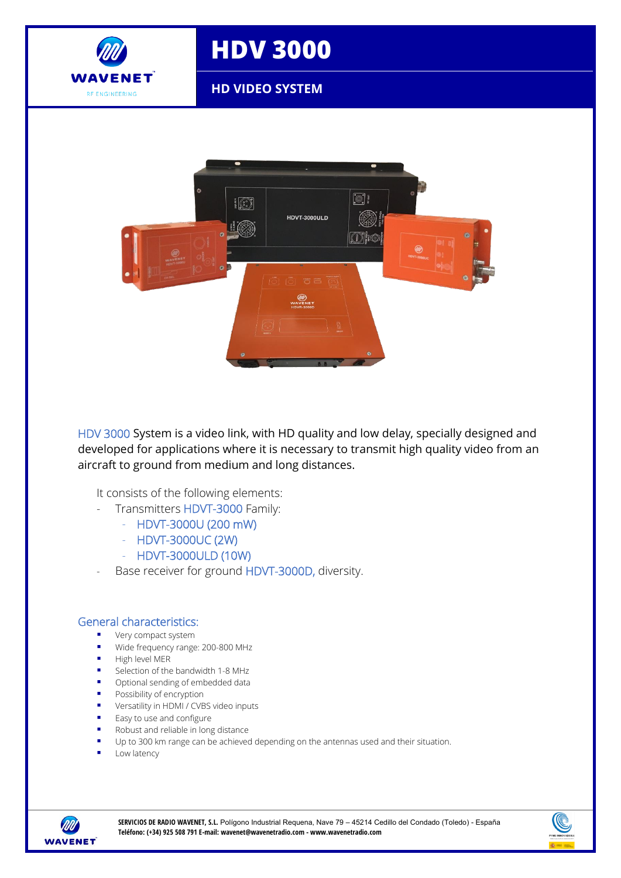# HDV 3000

## HD VIDEO SYSTEM

HDV 3000 System is a video link, with HD quality and low delay, specially designed and developed for applications where it is necessary to transmit high quality video from an aircraft to ground from medium and long distances.

It consists of the following elements:

- Transmitters HDVT-3000 Family:
  - HDVT-3000U (200 mW)
  - HDVT-3000UC (2W)
  - HDVT-3000ULD (10W)
- Base receiver for ground HDVT-3000D, diversity.

## General characteristics:

- Very compact system
- Wide frequency range: 200-800 MHz
- High level MER
- Selection of the bandwidth 1-8 MHz
- Optional sending of embedded data
- Possibility of encryption
- Versatility in HDMI / CVBS video inputs
- Easy to use and configure
- Robust and reliable in long distance
- Up to 300 km range can be achieved depending on the antennas used and their situation.
- Low latency

**SERVICIOS DE RADIO WAVENET, S.L.** Polígono Industrial Requena, Nave 79 – 45214 Cedillo del Condado (Toledo) - España
**Teléfono: (+34) 925 508 791 E-mail: wavenet@wavenetradio.com - www.wavenetradio.com**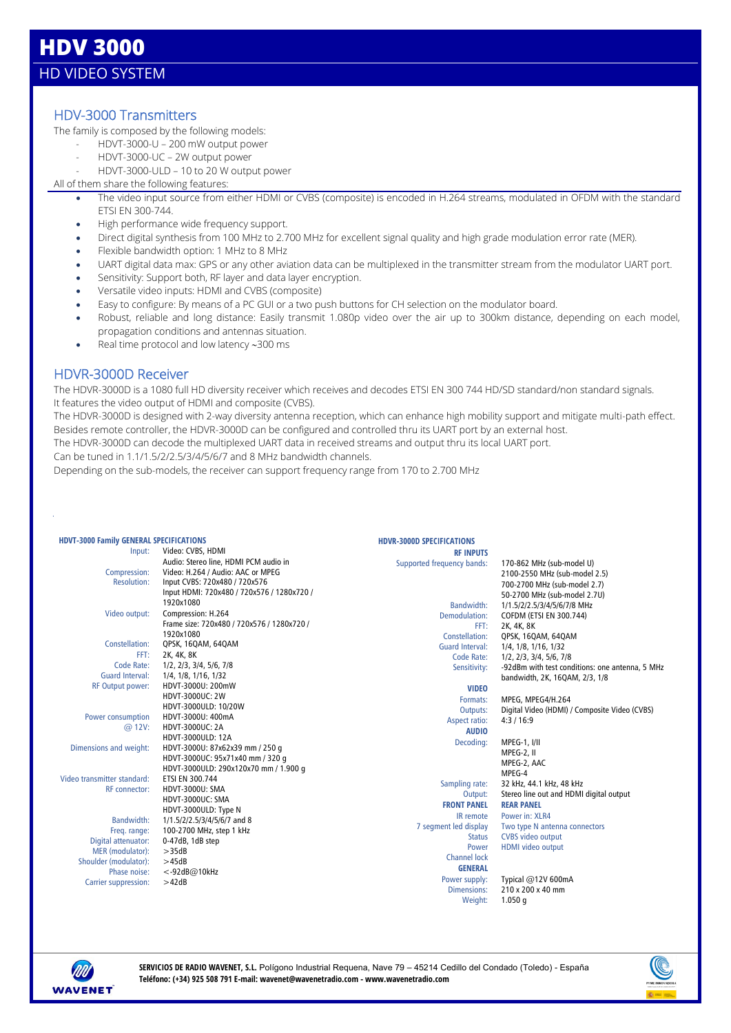# HDV 3000

## HD VIDEO SYSTEM

### HDV-3000 Transmitters

The family is composed by the following models:

- HDVT-3000-U – 200 mW output power
- HDVT-3000-UC – 2W output power
- HDVT-3000-ULD – 10 to 20 W output power

All of them share the following features:

- The video input source from either HDMI or CVBS (composite) is encoded in H.264 streams, modulated in OFDM with the standard ETSI EN 300-744.
- High performance wide frequency support.
- Direct digital synthesis from 100 MHz to 2.700 MHz for excellent signal quality and high grade modulation error rate (MER).
- Flexible bandwidth option: 1 MHz to 8 MHz
- UART digital data max: GPS or any other aviation data can be multiplexed in the transmitter stream from the modulator UART port.
- Sensitivity: Support both, RF layer and data layer encryption.
- Versatile video inputs: HDMI and CVBS (composite)
- Easy to configure: By means of a PC GUI or a two push buttons for CH selection on the modulator board.
- Robust, reliable and long distance: Easily transmit 1.080p video over the air up to 300km distance, depending on each model, propagation conditions and antennas situation.
- Real time protocol and low latency ~300 ms

### HDVR-3000D Receiver

The HDVR-3000D is a 1080 full HD diversity receiver which receives and decodes ETSI EN 300 744 HD/SD standard/non standard signals. It features the video output of HDMI and composite (CVBS).

The HDVR-3000D is designed with 2-way diversity antenna reception, which can enhance high mobility support and mitigate multi-path effect. Besides remote controller, the HDVR-3000D can be configured and controlled thru its UART port by an external host.

The HDVR-3000D can decode the multiplexed UART data in received streams and output thru its local UART port.

Can be tuned in 1.1/1.5/2/2.5/3/4/5/6/7 and 8 MHz bandwidth channels.

Depending on the sub-models, the receiver can support frequency range from 170 to 2.700 MHz

**HDVT-3000 Family GENERAL SPECIFICATIONS**

| | |
|---|---|
| Input: | Video: CVBS, HDMI<br>Audio: Stereo line, HDMI PCM audio in |
| Compression: | Video: H.264 / Audio: AAC or MPEG |
| Resolution: | Input CVBS: 720x480 / 720x576<br>Input HDMI: 720x480 / 720x576 / 1280x720 / 1920x1080 |
| Video output: | Compression: H.264<br>Frame size: 720x480 / 720x576 / 1280x720 / 1920x1080 |
| Constellation: | QPSK, 16QAM, 64QAM |
| FFT: | 2K, 4K, 8K |
| Code Rate: | 1/2, 2/3, 3/4, 5/6, 7/8 |
| Guard Interval: | 1/4, 1/8, 1/16, 1/32 |
| RF Output power: | HDVT-3000U: 200mW<br>HDVT-3000UC: 2W<br>HDVT-3000ULD: 10/20W |
| Power consumption @ 12V: | HDVT-3000U: 400mA<br>HDVT-3000UC: 2A<br>HDVT-3000ULD: 12A |
| Dimensions and weight: | HDVT-3000U: 87x62x39 mm / 250 g<br>HDVT-3000UC: 95x71x40 mm / 320 g<br>HDVT-3000ULD: 290x120x70 mm / 1.900 g |
| Video transmitter standard: | ETSI EN 300.744 |
| RF connector: | HDVT-3000U: SMA<br>HDVT-3000UC: SMA<br>HDVT-3000ULD: Type N |
| Bandwidth: | 1/1.5/2/2.5/3/4/5/6/7 and 8 |
| Freq. range: | 100-2700 MHz, step 1 kHz |
| Digital attenuator: | 0-47dB, 1dB step |
| MER (modulator): | >35dB |
| Shoulder (modulator): | >45dB |
| Phase noise: | <-92dB@10kHz |
| Carrier suppression: | >42dB |

**HDVR-3000D SPECIFICATIONS**

| | |
|---|---|
| **RF INPUTS** | |
| Supported frequency bands: | 170-862 MHz (sub-model U)<br>2100-2550 MHz (sub-model 2.5)<br>700-2700 MHz (sub-model 2.7)<br>50-2700 MHz (sub-model 2.7U) |
| Bandwidth: | 1/1.5/2/2.5/3/4/5/6/7/8 MHz |
| Demodulation: | COFDM (ETSI EN 300.744) |
| FFT: | 2K, 4K, 8K |
| Constellation: | QPSK, 16QAM, 64QAM |
| Guard Interval: | 1/4, 1/8, 1/16, 1/32 |
| Code Rate: | 1/2, 2/3, 3/4, 5/6, 7/8 |
| Sensitivity: | -92dBm with test conditions: one antenna, 5 MHz bandwidth, 2K, 16QAM, 2/3, 1/8 |
| **VIDEO** | |
| Formats: | MPEG, MPEG4/H.264 |
| Outputs: | Digital Video (HDMI) / Composite Video (CVBS) |
| Aspect ratio: | 4:3 / 16:9 |
| **AUDIO** | |
| Decoding: | MPEG-1, I/II<br>MPEG-2, II<br>MPEG-2, AAC<br>MPEG-4 |
| Sampling rate: | 32 kHz, 44.1 kHz, 48 kHz |
| Output: | Stereo line out and HDMI digital output |
| **FRONT PANEL** | **REAR PANEL** |
| IR remote | Power in: XLR4 |
| 7 segment led display | Two type N antenna connectors |
| Status | CVBS video output |
| Power | HDMI video output |
| Channel lock | |
| **GENERAL** | |
| Power supply: | Typical @12V 600mA |
| Dimensions: | 210 x 200 x 40 mm |
| Weight: | 1.050 g |

**SERVICIOS DE RADIO WAVENET, S.L.** Polígono Industrial Requena, Nave 79 – 45214 Cedillo del Condado (Toledo) - España
**Teléfono: (+34) 925 508 791 E-mail: wavenet@wavenetradio.com - www.wavenetradio.com**